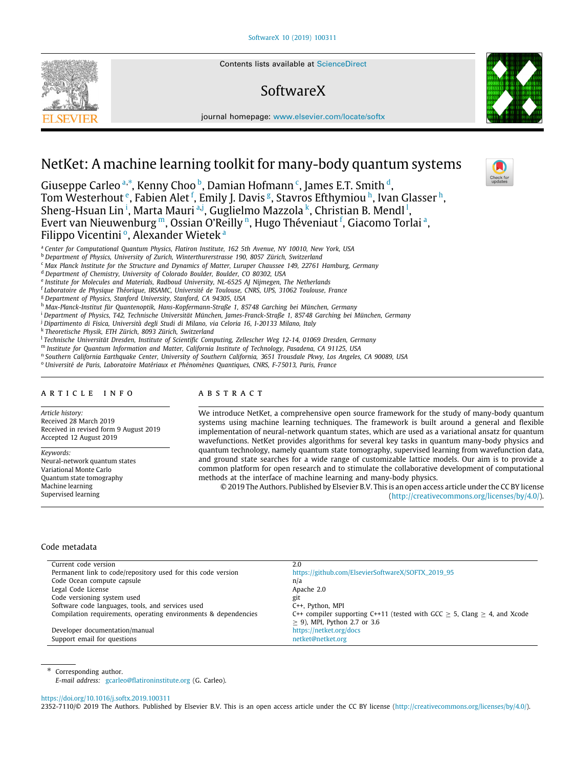Contents lists available at ScienceDirect

SoftwareX

journal homepage: www.elsevier.com/locate/softx

# NetKet: A machine learning toolkit for many-body quantum systems

Giuseppe Carleo [a,*], Kenny Choo [b], Damian Hofmann [c], James E.T. Smith [d], Tom Westerhout [e], Fabien Alet [f], Emily J. Davis [g], Stavros Efthymiou [h], Ivan Glasser [h], Sheng-Hsuan Lin [i], Marta Mauri [a,j], Guglielmo Mazzola [k], Christian B. Mendl [l], Evert van Nieuwenburg [m], Ossian O'Reilly [n], Hugo Théveniaut [f], Giacomo Torlai [a], Filippo Vicentini [o], Alexander Wietek [a]

[a] Center for Computational Quantum Physics, Flatiron Institute, 162 5th Avenue, NY 10010, New York, USA
[b] Department of Physics, University of Zurich, Winterthurerstrasse 190, 8057 Zürich, Switzerland
[c] Max Planck Institute for the Structure and Dynamics of Matter, Luruper Chaussee 149, 22761 Hamburg, Germany
[d] Department of Chemistry, University of Colorado Boulder, Boulder, CO 80302, USA
[e] Institute for Molecules and Materials, Radboud University, NL-6525 AJ Nijmegen, The Netherlands
[f] Laboratoire de Physique Théorique, IRSAMC, Université de Toulouse, CNRS, UPS, 31062 Toulouse, France
[g] Department of Physics, Stanford University, Stanford, CA 94305, USA
[h] Max-Planck-Institut für Quantenoptik, Hans-Kopfermann-Straße 1, 85748 Garching bei München, Germany
[i] Department of Physics, T42, Technische Universität München, James-Franck-Straße 1, 85748 Garching bei München, Germany
[j] Dipartimento di Fisica, Università degli Studi di Milano, via Celoria 16, I-20133 Milano, Italy
[k] Theoretische Physik, ETH Zürich, 8093 Zürich, Switzerland
[l] Technische Universität Dresden, Institute of Scientific Computing, Zellescher Weg 12-14, 01069 Dresden, Germany
[m] Institute for Quantum Information and Matter, California Institute of Technology, Pasadena, CA 91125, USA
[n] Southern California Earthquake Center, University of Southern California, 3651 Trousdale Pkwy, Los Angeles, CA 90089, USA
[o] Université de Paris, Laboratoire Matériaux et Phénomènes Quantiques, CNRS, F-75013, Paris, France

## ARTICLE INFO

*Article history:*
Received 28 March 2019
Received in revised form 9 August 2019
Accepted 12 August 2019

*Keywords:*
Neural-network quantum states
Variational Monte Carlo
Quantum state tomography
Machine learning
Supervised learning

## ABSTRACT

We introduce NetKet, a comprehensive open source framework for the study of many-body quantum systems using machine learning techniques. The framework is built around a general and flexible implementation of neural-network quantum states, which are used as a variational ansatz for quantum wavefunctions. NetKet provides algorithms for several key tasks in quantum many-body physics and quantum technology, namely quantum state tomography, supervised learning from wavefunction data, and ground state searches for a wide range of customizable lattice models. Our aim is to provide a common platform for open research and to stimulate the collaborative development of computational methods at the interface of machine learning and many-body physics.

© 2019 The Authors. Published by Elsevier B.V. This is an open access article under the CC BY license (http://creativecommons.org/licenses/by/4.0/).

## Code metadata

| | |
|---|---|
| Current code version | 2.0 |
| Permanent link to code/repository used for this code version | https://github.com/ElsevierSoftwareX/SOFTX_2019_95 |
| Code Ocean compute capsule | n/a |
| Legal Code License | Apache 2.0 |
| Code versioning system used | git |
| Software code languages, tools, and services used | C++, Python, MPI |
| Compilation requirements, operating environments & dependencies | C++ compiler supporting C++11 (tested with GCC $\geq$ 5, Clang $\geq$ 4, and Xcode $\geq$ 9), MPI, Python 2.7 or 3.6 |
| Developer documentation/manual | https://netket.org/docs |
| Support email for questions | netket@netket.org |

\* Corresponding author.
*E-mail address:* gcarleo@flatironinstitute.org (G. Carleo).

https://doi.org/10.1016/j.softx.2019.100311
2352-7110/© 2019 The Authors. Published by Elsevier B.V. This is an open access article under the CC BY license (http://creativecommons.org/licenses/by/4.0/).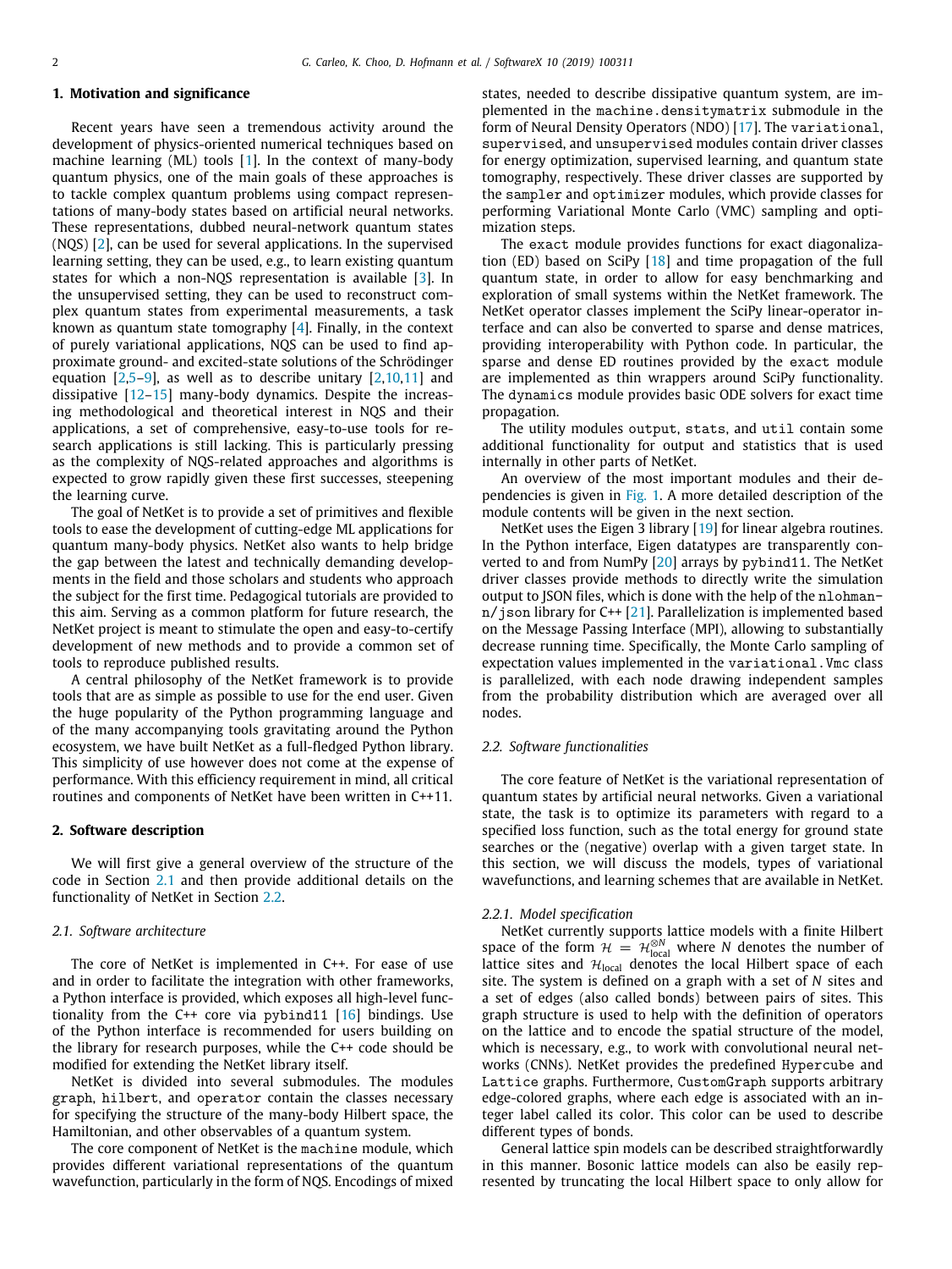## 1. Motivation and significance

Recent years have seen a tremendous activity around the development of physics-oriented numerical techniques based on machine learning (ML) tools [1]. In the context of many-body quantum physics, one of the main goals of these approaches is to tackle complex quantum problems using compact representations of many-body states based on artificial neural networks. These representations, dubbed neural-network quantum states (NQS) [2], can be used for several applications. In the supervised learning setting, they can be used, e.g., to learn existing quantum states for which a non-NQS representation is available [3]. In the unsupervised setting, they can be used to reconstruct complex quantum states from experimental measurements, a task known as quantum state tomography [4]. Finally, in the context of purely variational applications, NQS can be used to find approximate ground- and excited-state solutions of the Schrödinger equation [2,5–9], as well as to describe unitary [2,10,11] and dissipative [12–15] many-body dynamics. Despite the increasing methodological and theoretical interest in NQS and their applications, a set of comprehensive, easy-to-use tools for research applications is still lacking. This is particularly pressing as the complexity of NQS-related approaches and algorithms is expected to grow rapidly given these first successes, steepening the learning curve.

The goal of NetKet is to provide a set of primitives and flexible tools to ease the development of cutting-edge ML applications for quantum many-body physics. NetKet also wants to help bridge the gap between the latest and technically demanding developments in the field and those scholars and students who approach the subject for the first time. Pedagogical tutorials are provided to this aim. Serving as a common platform for future research, the NetKet project is meant to stimulate the open and easy-to-certify development of new methods and to provide a common set of tools to reproduce published results.

A central philosophy of the NetKet framework is to provide tools that are as simple as possible to use for the end user. Given the huge popularity of the Python programming language and of the many accompanying tools gravitating around the Python ecosystem, we have built NetKet as a full-fledged Python library. This simplicity of use however does not come at the expense of performance. With this efficiency requirement in mind, all critical routines and components of NetKet have been written in C++11.

## 2. Software description

We will first give a general overview of the structure of the code in Section 2.1 and then provide additional details on the functionality of NetKet in Section 2.2.

### 2.1. Software architecture

The core of NetKet is implemented in C++. For ease of use and in order to facilitate the integration with other frameworks, a Python interface is provided, which exposes all high-level functionality from the C++ core via `pybind11` [16] bindings. Use of the Python interface is recommended for users building on the library for research purposes, while the C++ code should be modified for extending the NetKet library itself.

NetKet is divided into several submodules. The modules `graph`, `hilbert`, and `operator` contain the classes necessary for specifying the structure of the many-body Hilbert space, the Hamiltonian, and other observables of a quantum system.

The core component of NetKet is the `machine` module, which provides different variational representations of the quantum wavefunction, particularly in the form of NQS. Encodings of mixed states, needed to describe dissipative quantum system, are implemented in the `machine.densitymatrix` submodule in the form of Neural Density Operators (NDO) [17]. The `variational`, `supervised`, and `unsupervised` modules contain driver classes for energy optimization, supervised learning, and quantum state tomography, respectively. These driver classes are supported by the `sampler` and `optimizer` modules, which provide classes for performing Variational Monte Carlo (VMC) sampling and optimization steps.

The `exact` module provides functions for exact diagonalization (ED) based on SciPy [18] and time propagation of the full quantum state, in order to allow for easy benchmarking and exploration of small systems within the NetKet framework. The NetKet operator classes implement the SciPy linear-operator interface and can also be converted to sparse and dense matrices, providing interoperability with Python code. In particular, the sparse and dense ED routines provided by the `exact` module are implemented as thin wrappers around SciPy functionality. The `dynamics` module provides basic ODE solvers for exact time propagation.

The utility modules `output`, `stats`, and `util` contain some additional functionality for output and statistics that is used internally in other parts of NetKet.

An overview of the most important modules and their dependencies is given in Fig. 1. A more detailed description of the module contents will be given in the next section.

NetKet uses the Eigen 3 library [19] for linear algebra routines. In the Python interface, Eigen datatypes are transparently converted to and from NumPy [20] arrays by `pybind11`. The NetKet driver classes provide methods to directly write the simulation output to JSON files, which is done with the help of the `nlohmann/json` library for C++ [21]. Parallelization is implemented based on the Message Passing Interface (MPI), allowing to substantially decrease running time. Specifically, the Monte Carlo sampling of expectation values implemented in the `variational.Vmc` class is parallelized, with each node drawing independent samples from the probability distribution which are averaged over all nodes.

### 2.2. Software functionalities

The core feature of NetKet is the variational representation of quantum states by artificial neural networks. Given a variational state, the task is to optimize its parameters with regard to a specified loss function, such as the total energy for ground state searches or the (negative) overlap with a given target state. In this section, we will discuss the models, types of variational wavefunctions, and learning schemes that are available in NetKet.

#### 2.2.1. Model specification

NetKet currently supports lattice models with a finite Hilbert space of the form $\mathcal{H} = \mathcal{H}_{\text{local}}^{\otimes N}$ where $N$ denotes the number of lattice sites and $\mathcal{H}_{\text{local}}$ denotes the local Hilbert space of each site. The system is defined on a graph with a set of $N$ sites and a set of edges (also called bonds) between pairs of sites. This graph structure is used to help with the definition of operators on the lattice and to encode the spatial structure of the model, which is necessary, e.g., to work with convolutional neural networks (CNNs). NetKet provides the predefined `Hypercube` and `Lattice` graphs. Furthermore, `CustomGraph` supports arbitrary edge-colored graphs, where each edge is associated with an integer label called its color. This color can be used to describe different types of bonds.

General lattice spin models can be described straightforwardly in this manner. Bosonic lattice models can also be easily represented by truncating the local Hilbert space to only allow for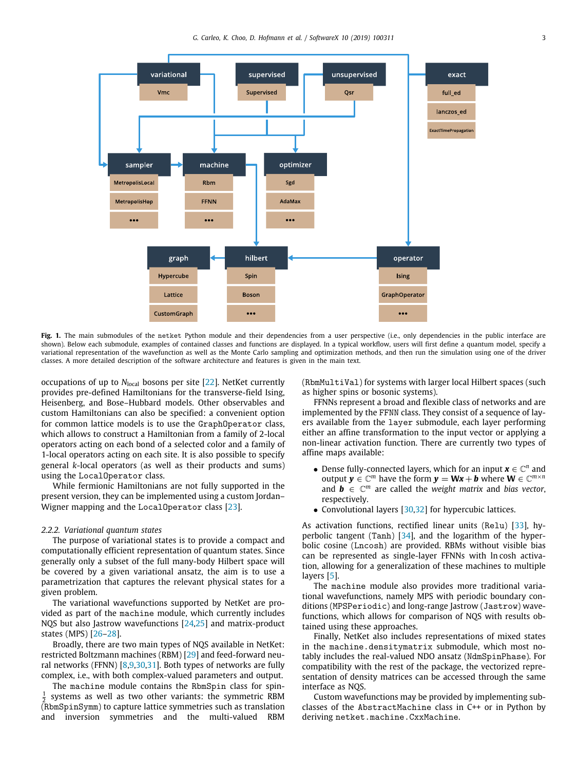**Fig. 1.** The main submodules of the `netket` Python module and their dependencies from a user perspective (i.e., only dependencies in the public interface are shown). Below each submodule, examples of contained classes and functions are displayed. In a typical workflow, users will first define a quantum model, specify a variational representation of the wavefunction as well as the Monte Carlo sampling and optimization methods, and then run the simulation using one of the driver classes. A more detailed description of the software architecture and features is given in the main text.

occupations of up to $N_{\text{local}}$ bosons per site [22]. NetKet currently provides pre-defined Hamiltonians for the transverse-field Ising, Heisenberg, and Bose–Hubbard models. Other observables and custom Hamiltonians can also be specified: a convenient option for common lattice models is to use the `GraphOperator` class, which allows to construct a Hamiltonian from a family of 2-local operators acting on each bond of a selected color and a family of 1-local operators acting on each site. It is also possible to specify general $k$-local operators (as well as their products and sums) using the `LocalOperator` class.

While fermionic Hamiltonians are not fully supported in the present version, they can be implemented using a custom Jordan–Wigner mapping and the `LocalOperator` class [23].

*2.2.2. Variational quantum states*

The purpose of variational states is to provide a compact and computationally efficient representation of quantum states. Since generally only a subset of the full many-body Hilbert space will be covered by a given variational ansatz, the aim is to use a parametrization that captures the relevant physical states for a given problem.

The variational wavefunctions supported by NetKet are provided as part of the `machine` module, which currently includes NQS but also Jastrow wavefunctions [24,25] and matrix-product states (MPS) [26–28].

Broadly, there are two main types of NQS available in NetKet: restricted Boltzmann machines (RBM) [29] and feed-forward neural networks (FFNN) [8,9,30,31]. Both types of networks are fully complex, i.e., with both complex-valued parameters and output.

The `machine` module contains the `RbmSpin` class for spin-$\frac{1}{2}$ systems as well as two other variants: the symmetric RBM (`RbmSpinSymm`) to capture lattice symmetries such as translation and inversion symmetries and the multi-valued RBM (`RbmMultiVal`) for systems with larger local Hilbert spaces (such as higher spins or bosonic systems).

FFNNs represent a broad and flexible class of networks and are implemented by the `FFNN` class. They consist of a sequence of layers available from the `layer` submodule, each layer performing either an affine transformation to the input vector or applying a non-linear activation function. There are currently two types of affine maps available:

- Dense fully-connected layers, which for an input $\boldsymbol{x} \in \mathbb{C}^n$ and output $\boldsymbol{y} \in \mathbb{C}^m$ have the form $\boldsymbol{y} = \mathbf{W}\boldsymbol{x} + \boldsymbol{b}$ where $\mathbf{W} \in \mathbb{C}^{m\times n}$ and $\boldsymbol{b} \in \mathbb{C}^m$ are called the *weight matrix* and *bias vector*, respectively.
- Convolutional layers [30,32] for hypercubic lattices.

As activation functions, rectified linear units (`Relu`) [33], hyperbolic tangent (`Tanh`) [34], and the logarithm of the hyperbolic cosine (`Lncosh`) are provided. RBMs without visible bias can be represented as single-layer FFNNs with $\ln\cosh$ activation, allowing for a generalization of these machines to multiple layers [5].

The `machine` module also provides more traditional variational wavefunctions, namely MPS with periodic boundary conditions (`MPSPeriodic`) and long-range Jastrow (`Jastrow`) wavefunctions, which allows for comparison of NQS with results obtained using these approaches.

Finally, NetKet also includes representations of mixed states in the `machine.densitymatrix` submodule, which most notably includes the real-valued NDO ansatz (`NdmSpinPhase`). For compatibility with the rest of the package, the vectorized representation of density matrices can be accessed through the same interface as NQS.

Custom wavefunctions may be provided by implementing subclasses of the `AbstractMachine` class in C++ or in Python by deriving `netket.machine.CxxMachine`.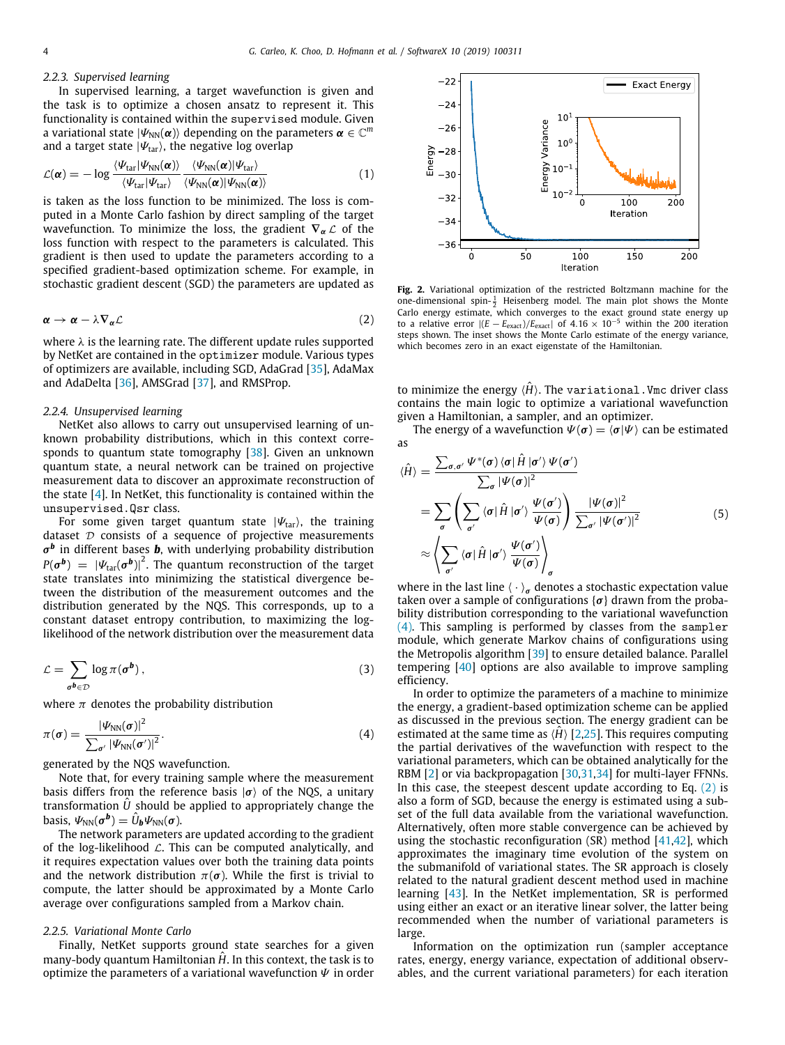### 2.2.3. Supervised learning

In supervised learning, a target wavefunction is given and the task is to optimize a chosen ansatz to represent it. This functionality is contained within the `supervised` module. Given a variational state $|\Psi_{\text{NN}}(\boldsymbol{\alpha})\rangle$ depending on the parameters $\boldsymbol{\alpha} \in \mathbb{C}^m$ and a target state $|\Psi_{\text{tar}}\rangle$, the negative log overlap

$$\mathcal{L}(\boldsymbol{\alpha}) = -\log \frac{\langle \Psi_{\text{tar}}|\Psi_{\text{NN}}(\boldsymbol{\alpha})\rangle}{\langle \Psi_{\text{tar}}|\Psi_{\text{tar}}\rangle} \frac{\langle \Psi_{\text{NN}}(\boldsymbol{\alpha})|\Psi_{\text{tar}}\rangle}{\langle \Psi_{\text{NN}}(\boldsymbol{\alpha})|\Psi_{\text{NN}}(\boldsymbol{\alpha})\rangle} \tag{1}$$

is taken as the loss function to be minimized. The loss is computed in a Monte Carlo fashion by direct sampling of the target wavefunction. To minimize the loss, the gradient $\nabla_{\boldsymbol{\alpha}} \mathcal{L}$ of the loss function with respect to the parameters is calculated. This gradient is then used to update the parameters according to a specified gradient-based optimization scheme. For example, in stochastic gradient descent (SGD) the parameters are updated as

$$\boldsymbol{\alpha} \to \boldsymbol{\alpha} - \lambda \nabla_{\boldsymbol{\alpha}} \mathcal{L} \tag{2}$$

where $\lambda$ is the learning rate. The different update rules supported by NetKet are contained in the `optimizer` module. Various types of optimizers are available, including SGD, AdaGrad [35], AdaMax and AdaDelta [36], AMSGrad [37], and RMSProp.

### 2.2.4. Unsupervised learning

NetKet also allows to carry out unsupervised learning of unknown probability distributions, which in this context corresponds to quantum state tomography [38]. Given an unknown quantum state, a neural network can be trained on projective measurement data to discover an approximate reconstruction of the state [4]. In NetKet, this functionality is contained within the `unsupervised.Qsr` class.

For some given target quantum state $|\Psi_{\text{tar}}\rangle$, the training dataset $\mathcal{D}$ consists of a sequence of projective measurements $\boldsymbol{\sigma}^{\boldsymbol{b}}$ in different bases $\boldsymbol{b}$, with underlying probability distribution $P(\boldsymbol{\sigma}^{\boldsymbol{b}}) = |\Psi_{\text{tar}}(\boldsymbol{\sigma}^{\boldsymbol{b}})|^2$. The quantum reconstruction of the target state translates into minimizing the statistical divergence between the distribution of the measurement outcomes and the distribution generated by the NQS. This corresponds, up to a constant dataset entropy contribution, to maximizing the log-likelihood of the network distribution over the measurement data

$$\mathcal{L} = \sum_{\boldsymbol{\sigma}^{\boldsymbol{b}} \in \mathcal{D}} \log \pi(\boldsymbol{\sigma}^{\boldsymbol{b}}), \tag{3}$$

where $\pi$ denotes the probability distribution

$$\pi(\boldsymbol{\sigma}) = \frac{|\Psi_{\text{NN}}(\boldsymbol{\sigma})|^2}{\sum_{\boldsymbol{\sigma}'} |\Psi_{\text{NN}}(\boldsymbol{\sigma}')|^2}. \tag{4}$$

generated by the NQS wavefunction.

Note that, for every training sample where the measurement basis differs from the reference basis $|\boldsymbol{\sigma}\rangle$ of the NQS, a unitary transformation $\hat{U}$ should be applied to appropriately change the basis, $\Psi_{\text{NN}}(\boldsymbol{\sigma}^{\boldsymbol{b}}) = \hat{U}_{\boldsymbol{b}} \Psi_{\text{NN}}(\boldsymbol{\sigma})$.

The network parameters are updated according to the gradient of the log-likelihood $\mathcal{L}$. This can be computed analytically, and it requires expectation values over both the training data points and the network distribution $\pi(\boldsymbol{\sigma})$. While the first is trivial to compute, the latter should be approximated by a Monte Carlo average over configurations sampled from a Markov chain.

### 2.2.5. Variational Monte Carlo

Finally, NetKet supports ground state searches for a given many-body quantum Hamiltonian $\hat{H}$. In this context, the task is to optimize the parameters of a variational wavefunction $\Psi$ in order to minimize the energy $\langle \hat{H} \rangle$. The `variational.Vmc` driver class contains the main logic to optimize a variational wavefunction given a Hamiltonian, a sampler, and an optimizer.

**Fig. 2.** Variational optimization of the restricted Boltzmann machine for the one-dimensional spin-$\frac{1}{2}$ Heisenberg model. The main plot shows the Monte Carlo energy estimate, which converges to the exact ground state energy up to a relative error $|(E - E_{\text{exact}})/E_{\text{exact}}|$ of $4.16 \times 10^{-5}$ within the 200 iteration steps shown. The inset shows the Monte Carlo estimate of the energy variance, which becomes zero in an exact eigenstate of the Hamiltonian.

The energy of a wavefunction $\Psi(\boldsymbol{\sigma}) = \langle \boldsymbol{\sigma}|\Psi\rangle$ can be estimated as

$$\begin{aligned}
\langle \hat{H} \rangle &= \frac{\sum_{\boldsymbol{\sigma},\boldsymbol{\sigma}'} \Psi^*(\boldsymbol{\sigma}) \langle \boldsymbol{\sigma}| \hat{H} |\boldsymbol{\sigma}'\rangle \Psi(\boldsymbol{\sigma}')}{\sum_{\boldsymbol{\sigma}} |\Psi(\boldsymbol{\sigma})|^2} \\
&= \sum_{\boldsymbol{\sigma}} \left( \sum_{\boldsymbol{\sigma}'} \langle \boldsymbol{\sigma}| \hat{H} |\boldsymbol{\sigma}'\rangle \frac{\Psi(\boldsymbol{\sigma}')}{\Psi(\boldsymbol{\sigma})} \right) \frac{|\Psi(\boldsymbol{\sigma})|^2}{\sum_{\boldsymbol{\sigma}'} |\Psi(\boldsymbol{\sigma}')|^2} \\
&\approx \left\langle \sum_{\boldsymbol{\sigma}'} \langle \boldsymbol{\sigma}| \hat{H} |\boldsymbol{\sigma}'\rangle \frac{\Psi(\boldsymbol{\sigma}')}{\Psi(\boldsymbol{\sigma})} \right\rangle_{\boldsymbol{\sigma}}
\end{aligned} \tag{5}$$

where in the last line $\langle \cdot \rangle_{\boldsymbol{\sigma}}$ denotes a stochastic expectation value taken over a sample of configurations $\{\boldsymbol{\sigma}\}$ drawn from the probability distribution corresponding to the variational wavefunction (4). This sampling is performed by classes from the `sampler` module, which generate Markov chains of configurations using the Metropolis algorithm [39] to ensure detailed balance. Parallel tempering [40] options are also available to improve sampling efficiency.

In order to optimize the parameters of a machine to minimize the energy, a gradient-based optimization scheme can be applied as discussed in the previous section. The energy gradient can be estimated at the same time as $\langle \hat{H} \rangle$ [2,25]. This requires computing the partial derivatives of the wavefunction with respect to the variational parameters, which can be obtained analytically for the RBM [2] or via backpropagation [30,31,34] for multi-layer FFNNs. In this case, the steepest descent update according to Eq. (2) is also a form of SGD, because the energy is estimated using a subset of the full data available from the variational wavefunction. Alternatively, often more stable convergence can be achieved by using the stochastic reconfiguration (SR) method [41,42], which approximates the imaginary time evolution of the system on the submanifold of variational states. The SR approach is closely related to the natural gradient descent method used in machine learning [43]. In the NetKet implementation, SR is performed using either an exact or an iterative linear solver, the latter being recommended when the number of variational parameters is large.

Information on the optimization run (sampler acceptance rates, energy, energy variance, expectation of additional observables, and the current variational parameters) for each iteration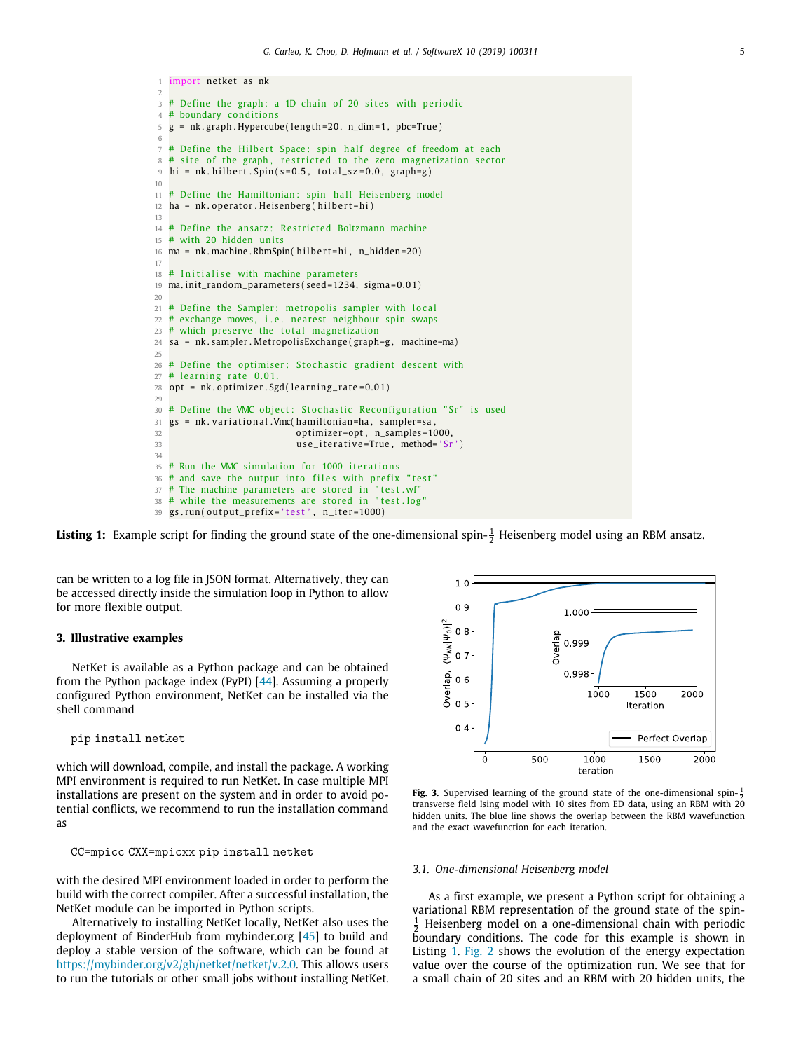```python
import netket as nk

# Define the graph: a 1D chain of 20 sites with periodic
# boundary conditions
g = nk.graph.Hypercube(length=20, n_dim=1, pbc=True)

# Define the Hilbert Space: spin half degree of freedom at each
# site of the graph, restricted to the zero magnetization sector
hi = nk.hilbert.Spin(s=0.5, total_sz=0.0, graph=g)

# Define the Hamiltonian: spin half Heisenberg model
ha = nk.operator.Heisenberg(hilbert=hi)

# Define the ansatz: Restricted Boltzmann machine
# with 20 hidden units
ma = nk.machine.RbmSpin(hilbert=hi, n_hidden=20)

# Initialise with machine parameters
ma.init_random_parameters(seed=1234, sigma=0.01)

# Define the Sampler: metropolis sampler with local
# exchange moves, i.e. nearest neighbour spin swaps
# which preserve the total magnetization
sa = nk.sampler.MetropolisExchange(graph=g, machine=ma)

# Define the optimiser: Stochastic gradient descent with
# learning rate 0.01.
opt = nk.optimizer.Sgd(learning_rate=0.01)

# Define the VMC object: Stochastic Reconfiguration "Sr" is used
gs = nk.variational.Vmc(hamiltonian=ha, sampler=sa,
                        optimizer=opt, n_samples=1000,
                        use_iterative=True, method='Sr')

# Run the VMC simulation for 1000 iterations
# and save the output into files with prefix "test"
# The machine parameters are stored in "test.wf"
# while the measurements are stored in "test.log"
gs.run(output_prefix='test', n_iter=1000)
```

**Listing 1:** Example script for finding the ground state of the one-dimensional spin-$\frac{1}{2}$ Heisenberg model using an RBM ansatz.

can be written to a log file in JSON format. Alternatively, they can be accessed directly inside the simulation loop in Python to allow for more flexible output.

## 3. Illustrative examples

NetKet is available as a Python package and can be obtained from the Python package index (PyPI) [44]. Assuming a properly configured Python environment, NetKet can be installed via the shell command

```
pip install netket
```

which will download, compile, and install the package. A working MPI environment is required to run NetKet. In case multiple MPI installations are present on the system and in order to avoid potential conflicts, we recommend to run the installation command as

```
CC=mpicc CXX=mpicxx pip install netket
```

with the desired MPI environment loaded in order to perform the build with the correct compiler. After a successful installation, the NetKet module can be imported in Python scripts.

Alternatively to installing NetKet locally, NetKet also uses the deployment of BinderHub from mybinder.org [45] to build and deploy a stable version of the software, which can be found at https://mybinder.org/v2/gh/netket/netket/v.2.0. This allows users to run the tutorials or other small jobs without installing NetKet.

**Fig. 3.** Supervised learning of the ground state of the one-dimensional spin-$\frac{1}{2}$ transverse field Ising model with 10 sites from ED data, using an RBM with 20 hidden units. The blue line shows the overlap between the RBM wavefunction and the exact wavefunction for each iteration.

### 3.1. One-dimensional Heisenberg model

As a first example, we present a Python script for obtaining a variational RBM representation of the ground state of the spin-$\frac{1}{2}$ Heisenberg model on a one-dimensional chain with periodic boundary conditions. The code for this example is shown in Listing 1. Fig. 2 shows the evolution of the energy expectation value over the course of the optimization run. We see that for a small chain of 20 sites and an RBM with 20 hidden units, the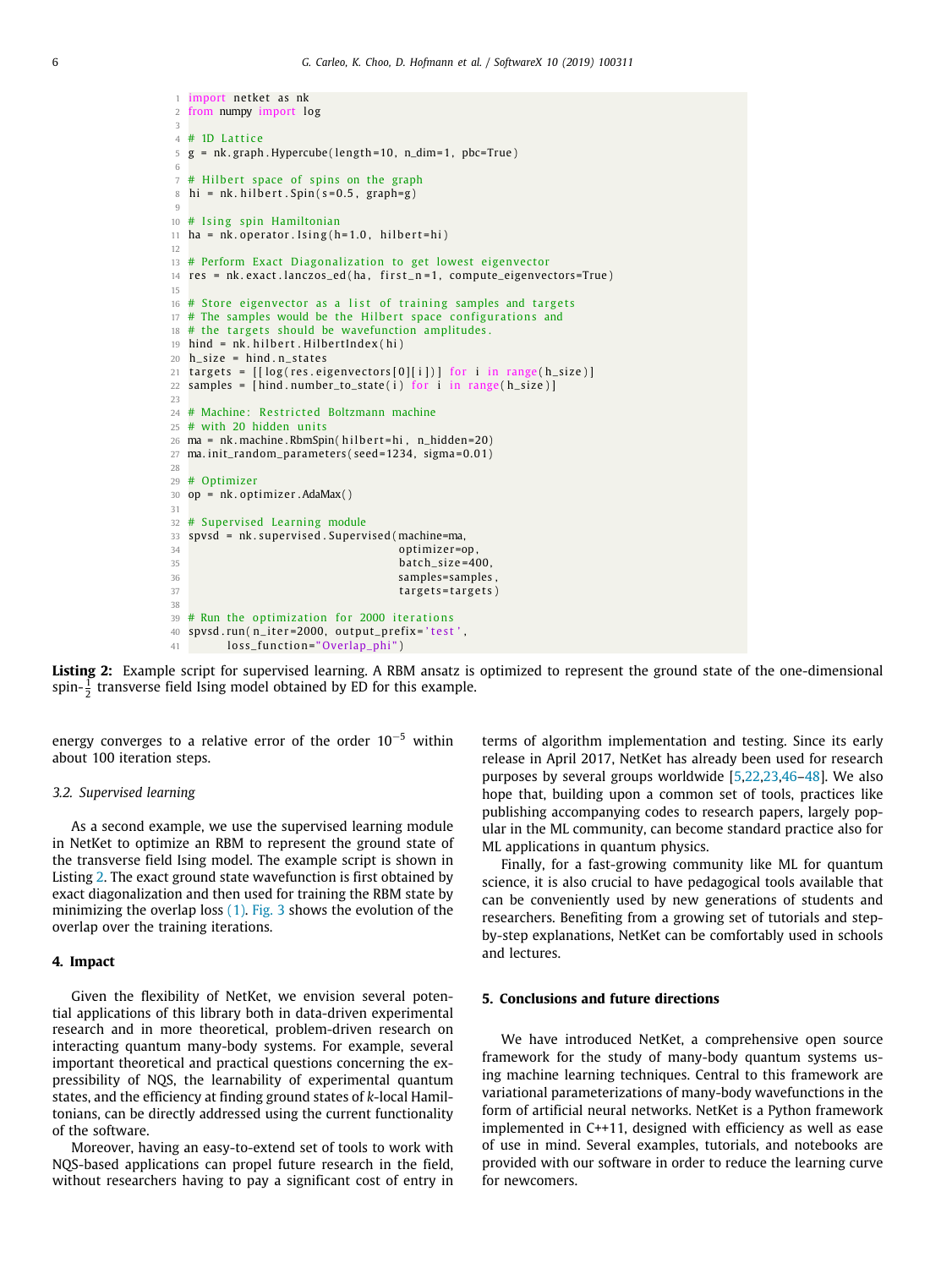```python
import netket as nk
from numpy import log

# 1D Lattice
g = nk.graph.Hypercube(length=10, n_dim=1, pbc=True)

# Hilbert space of spins on the graph
hi = nk.hilbert.Spin(s=0.5, graph=g)

# Ising spin Hamiltonian
ha = nk.operator.Ising(h=1.0, hilbert=hi)

# Perform Exact Diagonalization to get lowest eigenvector
res = nk.exact.lanczos_ed(ha, first_n=1, compute_eigenvectors=True)

# Store eigenvector as a list of training samples and targets
# The samples would be the Hilbert space configurations and
# the targets should be wavefunction amplitudes.
hind = nk.hilbert.HilbertIndex(hi)
h_size = hind.n_states
targets = [[log(res.eigenvectors[0][i])] for i in range(h_size)]
samples = [hind.number_to_state(i) for i in range(h_size)]

# Machine: Restricted Boltzmann machine
# with 20 hidden units
ma = nk.machine.RbmSpin(hilbert=hi, n_hidden=20)
ma.init_random_parameters(seed=1234, sigma=0.01)

# Optimizer
op = nk.optimizer.AdaMax()

# Supervised Learning module
spvsd = nk.supervised.Supervised(machine=ma,
                                 optimizer=op,
                                 batch_size=400,
                                 samples=samples,
                                 targets=targets)

# Run the optimization for 2000 iterations
spvsd.run(n_iter=2000, output_prefix='test',
      loss_function="Overlap_phi")
```

**Listing 2:** Example script for supervised learning. A RBM ansatz is optimized to represent the ground state of the one-dimensional spin-$\frac{1}{2}$ transverse field Ising model obtained by ED for this example.

energy converges to a relative error of the order $10^{-5}$ within about 100 iteration steps.

### 3.2. Supervised learning

As a second example, we use the supervised learning module in NetKet to optimize an RBM to represent the ground state of the transverse field Ising model. The example script is shown in Listing 2. The exact ground state wavefunction is first obtained by exact diagonalization and then used for training the RBM state by minimizing the overlap loss (1). Fig. 3 shows the evolution of the overlap over the training iterations.

## 4. Impact

Given the flexibility of NetKet, we envision several potential applications of this library both in data-driven experimental research and in more theoretical, problem-driven research on interacting quantum many-body systems. For example, several important theoretical and practical questions concerning the expressibility of NQS, the learnability of experimental quantum states, and the efficiency at finding ground states of $k$-local Hamiltonians, can be directly addressed using the current functionality of the software.

Moreover, having an easy-to-extend set of tools to work with NQS-based applications can propel future research in the field, without researchers having to pay a significant cost of entry in terms of algorithm implementation and testing. Since its early release in April 2017, NetKet has already been used for research purposes by several groups worldwide [5,22,23,46–48]. We also hope that, building upon a common set of tools, practices like publishing accompanying codes to research papers, largely popular in the ML community, can become standard practice also for ML applications in quantum physics.

Finally, for a fast-growing community like ML for quantum science, it is also crucial to have pedagogical tools available that can be conveniently used by new generations of students and researchers. Benefiting from a growing set of tutorials and step-by-step explanations, NetKet can be comfortably used in schools and lectures.

## 5. Conclusions and future directions

We have introduced NetKet, a comprehensive open source framework for the study of many-body quantum systems using machine learning techniques. Central to this framework are variational parameterizations of many-body wavefunctions in the form of artificial neural networks. NetKet is a Python framework implemented in C++11, designed with efficiency as well as ease of use in mind. Several examples, tutorials, and notebooks are provided with our software in order to reduce the learning curve for newcomers.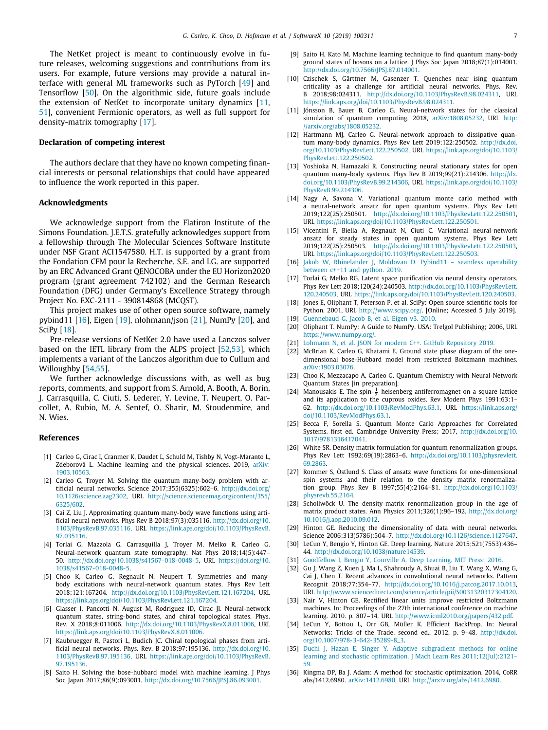The NetKet project is meant to continuously evolve in future releases, welcoming suggestions and contributions from its users. For example, future versions may provide a natural interface with general ML frameworks such as PyTorch [49] and Tensorflow [50]. On the algorithmic side, future goals include the extension of NetKet to incorporate unitary dynamics [11, 51], convenient Fermionic operators, as well as full support for density-matrix tomography [17].

## Declaration of competing interest

The authors declare that they have no known competing financial interests or personal relationships that could have appeared to influence the work reported in this paper.

## Acknowledgments

We acknowledge support from the Flatiron Institute of the Simons Foundation. J.E.T.S. gratefully acknowledges support from a fellowship through The Molecular Sciences Software Institute under NSF Grant ACI1547580. H.T. is supported by a grant from the Fondation CFM pour la Recherche. S.E. and I.G. are supported by an ERC Advanced Grant QENOCOBA under the EU Horizon2020 program (grant agreement 742102) and the German Research Foundation (DFG) under Germany's Excellence Strategy through Project No. EXC-2111 - 390814868 (MCQST).

This project makes use of other open source software, namely pybind11 [16], Eigen [19], nlohmann/json [21], NumPy [20], and SciPy [18].

Pre-release versions of NetKet 2.0 have used a Lanczos solver based on the IETL library from the ALPS project [52,53], which implements a variant of the Lanczos algorithm due to Cullum and Willoughby [54,55].

We further acknowledge discussions with, as well as bug reports, comments, and support from S. Arnold, A. Booth, A. Borin, J. Carrasquilla, C. Ciuti, S. Lederer, Y. Levine, T. Neupert, O. Parcollet, A. Rubio, M. A. Sentef, O. Sharir, M. Stoudenmire, and N. Wies.

## References

[1] Carleo G, Cirac I, Cranmer K, Daudet L, Schuld M, Tishby N, Vogt-Maranto L, Zdeborová L. Machine learning and the physical sciences. 2019, arXiv:1903.10563.

[2] Carleo G, Troyer M. Solving the quantum many-body problem with artificial neural networks. Science 2017;355(6325):602–6. http://dx.doi.org/10.1126/science.aag2302, URL http://science.sciencemag.org/content/355/6325/602.

[3] Cai Z, Liu J. Approximating quantum many-body wave functions using artificial neural networks. Phys Rev B 2018;97(3):035116. http://dx.doi.org/10.1103/PhysRevB.97.035116, URL https://link.aps.org/doi/10.1103/PhysRevB.97.035116.

[4] Torlai G, Mazzola G, Carrasquilla J, Troyer M, Melko R, Carleo G. Neural-network quantum state tomography. Nat Phys 2018;14(5):447–50. http://dx.doi.org/10.1038/s41567-018-0048-5, URL https://doi.org/10.1038/s41567-018-0048-5.

[5] Choo K, Carleo G, Regnault N, Neupert T. Symmetries and many-body excitations with neural-network quantum states. Phys Rev Lett 2018;121:167204. http://dx.doi.org/10.1103/PhysRevLett.121.167204, URL https://link.aps.org/doi/10.1103/PhysRevLett.121.167204.

[6] Glasser I, Pancotti N, August M, Rodriguez ID, Cirac JI. Neural-network quantum states, string-bond states, and chiral topological states. Phys. Rev. X 2018;8:011006. http://dx.doi.org/10.1103/PhysRevX.8.011006, URL https://link.aps.org/doi/10.1103/PhysRevX.8.011006.

[7] Kaubruegger R, Pastori L, Budich JC. Chiral topological phases from artificial neural networks. Phys. Rev. B 2018;97:195136. http://dx.doi.org/10.1103/PhysRevB.97.195136, URL https://link.aps.org/doi/10.1103/PhysRevB.97.195136.

[8] Saito H. Solving the bose-hubbard model with machine learning. J Phys Soc Japan 2017;86(9):093001. http://dx.doi.org/10.7566/JPSJ.86.093001.

[9] Saito H, Kato M. Machine learning technique to find quantum many-body ground states of bosons on a lattice. J Phys Soc Japan 2018;87(1):014001. http://dx.doi.org/10.7566/JPSJ.87.014001.

[10] Czischek S, Gärttner M, Gasenzer T. Quenches near ising quantum criticality as a challenge for artificial neural networks. Phys. Rev. B 2018;98:024311. http://dx.doi.org/10.1103/PhysRevB.98.024311, URL https://link.aps.org/doi/10.1103/PhysRevB.98.024311.

[11] Jónsson B, Bauer B, Carleo G. Neural-network states for the classical simulation of quantum computing. 2018, arXiv:1808.05232, URL http://arxiv.org/abs/1808.05232.

[12] Hartmann MJ, Carleo G. Neural-network approach to dissipative quantum many-body dynamics. Phys Rev Lett 2019;122:250502. http://dx.doi.org/10.1103/PhysRevLett.122.250502, URL https://link.aps.org/doi/10.1103/PhysRevLett.122.250502.

[13] Yoshioka N, Hamazaki R. Constructing neural stationary states for open quantum many-body systems. Phys Rev B 2019;99(21):214306. http://dx.doi.org/10.1103/PhysRevB.99.214306, URL https://link.aps.org/doi/10.1103/PhysRevB.99.214306.

[14] Nagy A, Savona V. Variational quantum monte carlo method with a neural-network ansatz for open quantum systems. Phys Rev Lett 2019;122(25):250501. http://dx.doi.org/10.1103/PhysRevLett.122.250501, URL https://link.aps.org/doi/10.1103/PhysRevLett.122.250501.

[15] Vicentini F, Biella A, Regnault N, Ciuti C. Variational neural-network ansatz for steady states in open quantum systems. Phys Rev Lett 2019;122(25):250503. http://dx.doi.org/10.1103/PhysRevLett.122.250503, URL https://link.aps.org/doi/10.1103/PhysRevLett.122.250503.

[16] Jakob W, Rhinelander J, Moldovan D. Pybind11 – seamless operability between c++11 and python. 2019.

[17] Torlai G, Melko RG. Latent space purification via neural density operators. Phys Rev Lett 2018;120(24):240503. http://dx.doi.org/10.1103/PhysRevLett.120.240503, URL https://link.aps.org/doi/10.1103/PhysRevLett.120.240503.

[18] Jones E, Oliphant T, Peterson P, et al. SciPy: Open source scientific tools for Python. 2001, URL http://www.scipy.org/. [Online; Accessed 5 July 2019].

[19] Guennebaud G, Jacob B, et al. Eigen v3. 2010.

[20] Oliphant T. NumPy: A Guide to NumPy. USA: Trelgol Publishing; 2006, URL https://www.numpy.org/.

[21] Lohmann N, et al. JSON for modern C++. GitHub Repository 2019.

[22] McBrian K, Carleo G, Khatami E. Ground state phase diagram of the one-dimensional bose-Hubbard model from restricted Boltzmann machines. arXiv:1903.03076.

[23] Choo K, Mezzacapo A, Carleo G. Quantum Chemistry with Neural-Network Quantum States [in preparation].

[24] Manousakis E. The spin-$\frac{1}{2}$ heisenberg antiferromagnet on a square lattice and its application to the cuprous oxides. Rev Modern Phys 1991;63:1–62. http://dx.doi.org/10.1103/RevModPhys.63.1, URL https://link.aps.org/doi/10.1103/RevModPhys.63.1.

[25] Becca F, Sorella S. Quantum Monte Carlo Approaches for Correlated Systems. first ed. Cambridge University Press; 2017, http://dx.doi.org/10.1017/9781316417041.

[26] White SR. Density matrix formulation for quantum renormalization groups. Phys Rev Lett 1992;69(19):2863–6. http://dx.doi.org/10.1103/physrevlett.69.2863.

[27] Rommer S, Östlund S. Class of ansatz wave functions for one-dimensional spin systems and their relation to the density matrix renormalization group. Phys Rev B 1997;55(4):2164–81. http://dx.doi.org/10.1103/physrevb.55.2164.

[28] Schollwöck U. The density-matrix renormalization group in the age of matrix product states. Ann Physics 2011;326(1):96–192. http://dx.doi.org/10.1016/j.aop.2010.09.012.

[29] Hinton GE. Reducing the dimensionality of data with neural networks. Science 2006;313(5786):504–7. http://dx.doi.org/10.1126/science.1127647.

[30] LeCun Y, Bengio Y, Hinton GE. Deep learning. Nature 2015;521(7553):436–44. http://dx.doi.org/10.1038/nature14539.

[31] Goodfellow I, Bengio Y, Courville A. Deep Learning. MIT Press; 2016.

[32] Gu J, Wang Z, Kuen J, Ma L, Shahroudy A, Shuai B, Liu T, Wang X, Wang G, Cai J, Chen T. Recent advances in convolutional neural networks. Pattern Recognit 2018;77:354–77. http://dx.doi.org/10.1016/j.patcog.2017.10.013, URL http://www.sciencedirect.com/science/article/pii/S0031320317304120.

[33] Nair V, Hinton GE. Rectified linear units improve restricted Boltzmann machines. In: Proceedings of the 27th international conference on machine learning. 2010. p. 807–14. URL http://www.icml2010.org/papers/432.pdf.

[34] LeCun Y, Bottou L, Orr GB, Müller K. Efficient BackProp. In: Neural Networks: Tricks of the Trade. second ed.. 2012, p. 9–48. http://dx.doi.org/10.1007/978-3-642-35289-8_3.

[35] Duchi J, Hazan E, Singer Y. Adaptive subgradient methods for online learning and stochastic optimization. J Mach Learn Res 2011;12(Jul):2121–59.

[36] Kingma DP, Ba J. Adam: A method for stochastic optimization. 2014, CoRR abs/1412.6980. arXiv:1412.6980, URL http://arxiv.org/abs/1412.6980.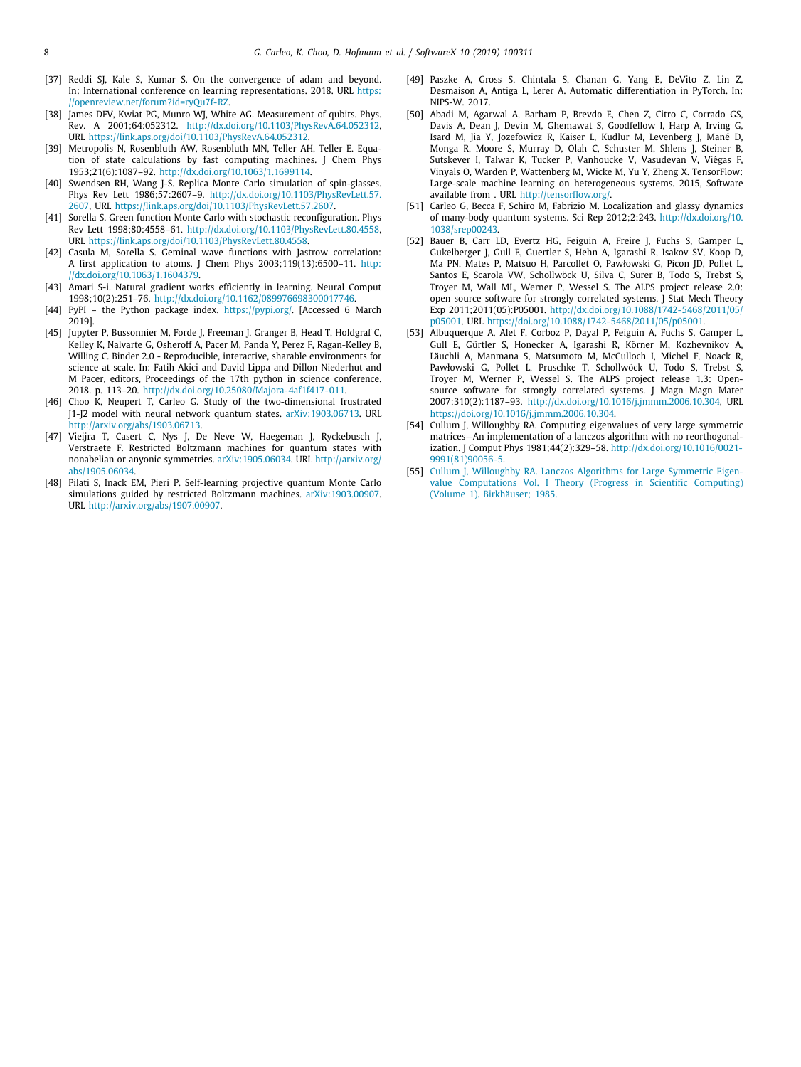[37] Reddi SJ, Kale S, Kumar S. On the convergence of adam and beyond. In: International conference on learning representations. 2018. URL https://openreview.net/forum?id=ryQu7f-RZ.

[38] James DFV, Kwiat PG, Munro WJ, White AG. Measurement of qubits. Phys. Rev. A 2001;64:052312. http://dx.doi.org/10.1103/PhysRevA.64.052312, URL https://link.aps.org/doi/10.1103/PhysRevA.64.052312.

[39] Metropolis N, Rosenbluth AW, Rosenbluth MN, Teller AH, Teller E. Equation of state calculations by fast computing machines. J Chem Phys 1953;21(6):1087–92. http://dx.doi.org/10.1063/1.1699114.

[40] Swendsen RH, Wang J-S. Replica Monte Carlo simulation of spin-glasses. Phys Rev Lett 1986;57:2607–9. http://dx.doi.org/10.1103/PhysRevLett.57.2607, URL https://link.aps.org/doi/10.1103/PhysRevLett.57.2607.

[41] Sorella S. Green function Monte Carlo with stochastic reconfiguration. Phys Rev Lett 1998;80:4558–61. http://dx.doi.org/10.1103/PhysRevLett.80.4558, URL https://link.aps.org/doi/10.1103/PhysRevLett.80.4558.

[42] Casula M, Sorella S. Geminal wave functions with Jastrow correlation: A first application to atoms. J Chem Phys 2003;119(13):6500–11. http://dx.doi.org/10.1063/1.1604379.

[43] Amari S-i. Natural gradient works efficiently in learning. Neural Comput 1998;10(2):251–76. http://dx.doi.org/10.1162/089976698300017746.

[44] PyPI – the Python package index. https://pypi.org/. [Accessed 6 March 2019].

[45] Jupyter P, Bussonnier M, Forde J, Freeman J, Granger B, Head T, Holdgraf C, Kelley K, Nalvarte G, Osheroff A, Pacer M, Panda Y, Perez F, Ragan-Kelley B, Willing C. Binder 2.0 - Reproducible, interactive, sharable environments for science at scale. In: Fatih Akici and David Lippa and Dillon Niederhut and M Pacer, editors, Proceedings of the 17th python in science conference. 2018. p. 113–20. http://dx.doi.org/10.25080/Majora-4af1f417-011.

[46] Choo K, Neupert T, Carleo G. Study of the two-dimensional frustrated J1-J2 model with neural network quantum states. arXiv:1903.06713. URL http://arxiv.org/abs/1903.06713.

[47] Vieijra T, Casert C, Nys J, De Neve W, Haegeman J, Ryckebusch J, Verstraete F. Restricted Boltzmann machines for quantum states with nonabelian or anyonic symmetries. arXiv:1905.06034. URL http://arxiv.org/abs/1905.06034.

[48] Pilati S, Inack EM, Pieri P. Self-learning projective quantum Monte Carlo simulations guided by restricted Boltzmann machines. arXiv:1903.00907. URL http://arxiv.org/abs/1907.00907.

[49] Paszke A, Gross S, Chintala S, Chanan G, Yang E, DeVito Z, Lin Z, Desmaison A, Antiga L, Lerer A. Automatic differentiation in PyTorch. In: NIPS-W. 2017.

[50] Abadi M, Agarwal A, Barham P, Brevdo E, Chen Z, Citro C, Corrado GS, Davis A, Dean J, Devin M, Ghemawat S, Goodfellow I, Harp A, Irving G, Isard M, Jia Y, Jozefowicz R, Kaiser L, Kudlur M, Levenberg J, Mané D, Monga R, Moore S, Murray D, Olah C, Schuster M, Shlens J, Steiner B, Sutskever I, Talwar K, Tucker P, Vanhoucke V, Vasudevan V, Viégas F, Vinyals O, Warden P, Wattenberg M, Wicke M, Yu Y, Zheng X. TensorFlow: Large-scale machine learning on heterogeneous systems. 2015, Software available from . URL http://tensorflow.org/.

[51] Carleo G, Becca F, Schiro M, Fabrizio M. Localization and glassy dynamics of many-body quantum systems. Sci Rep 2012;2:243. http://dx.doi.org/10.1038/srep00243.

[52] Bauer B, Carr LD, Evertz HG, Feiguin A, Freire J, Fuchs S, Gamper L, Gukelberger J, Gull E, Guertler S, Hehn A, Igarashi R, Isakov SV, Koop D, Ma PN, Mates P, Matsuo H, Parcollet O, Pawłowski G, Picon JD, Pollet L, Santos E, Scarola VW, Schollwöck U, Silva C, Surer B, Todo S, Trebst S, Troyer M, Wall ML, Werner P, Wessel S. The ALPS project release 2.0: open source software for strongly correlated systems. J Stat Mech Theory Exp 2011;2011(05):P05001. http://dx.doi.org/10.1088/1742-5468/2011/05/p05001, URL https://doi.org/10.1088/1742-5468/2011/05/p05001.

[53] Albuquerque A, Alet F, Corboz P, Dayal P, Feiguin A, Fuchs S, Gamper L, Gull E, Gürtler S, Honecker A, Igarashi R, Körner M, Kozhevnikov A, Läuchli A, Manmana S, Matsumoto M, McCulloch I, Michel F, Noack R, Pawłowski G, Pollet L, Pruschke T, Schollwöck U, Todo S, Trebst S, Troyer M, Werner P, Wessel S. The ALPS project release 1.3: Open-source software for strongly correlated systems. J Magn Magn Mater 2007;310(2):1187–93. http://dx.doi.org/10.1016/j.jmmm.2006.10.304, URL https://doi.org/10.1016/j.jmmm.2006.10.304.

[54] Cullum J, Willoughby RA. Computing eigenvalues of very large symmetric matrices—An implementation of a lanczos algorithm with no reorthogonalization. J Comput Phys 1981;44(2):329–58. http://dx.doi.org/10.1016/0021-9991(81)90056-5.

[55] Cullum J, Willoughby RA. Lanczos Algorithms for Large Symmetric Eigenvalue Computations Vol. I Theory (Progress in Scientific Computing) (Volume 1). Birkhäuser; 1985.